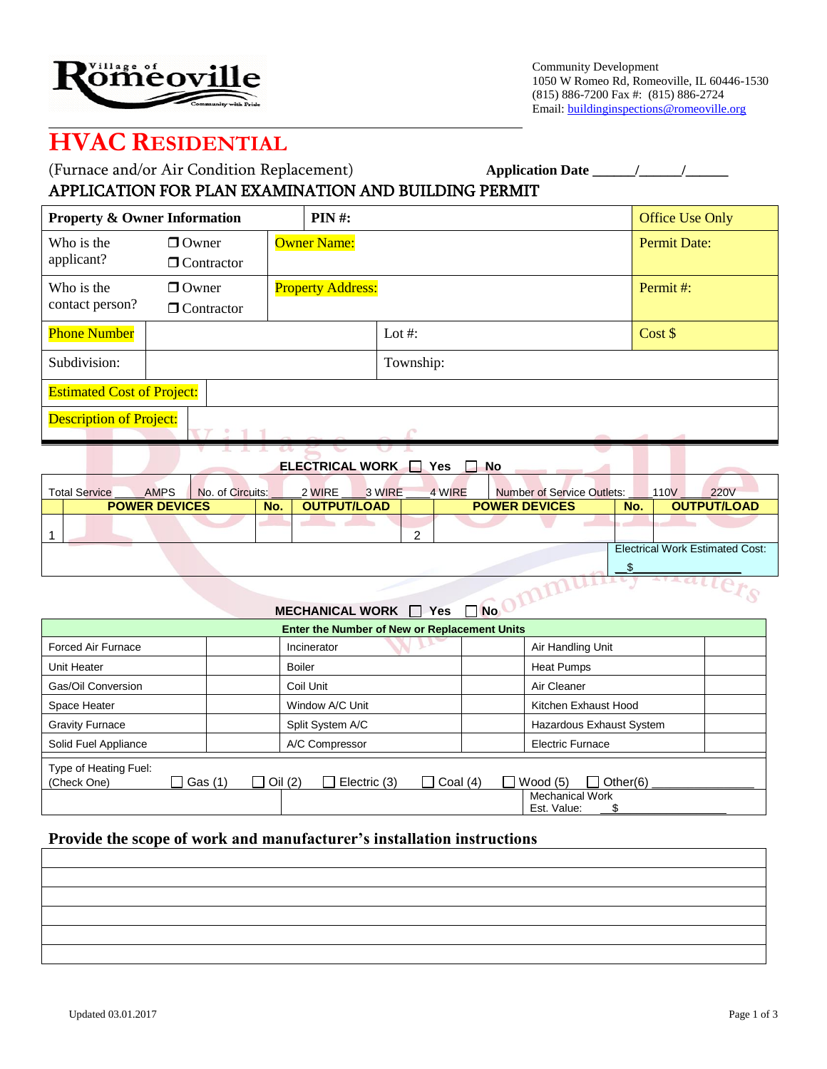Village of Romeoville
Community with Pride

Community Development
1050 W Romeo Rd, Romeoville, IL 60446-1530
(815) 886-7200 Fax #: (815) 886-2724
Email: buildinginspections@romeoville.org

# HVAC RESIDENTIAL

(Furnace and/or Air Condition Replacement) **Application Date \_\_\_\_\_\_/\_\_\_\_\_\_/\_\_\_\_\_\_**

## APPLICATION FOR PLAN EXAMINATION AND BUILDING PERMIT

| **Property & Owner Information** | | **PIN #:** | | Office Use Only |
|---|---|---|---|---|
| Who is the applicant? | ❐ Owner ❐ Contractor | Owner Name: | | Permit Date: |
| Who is the contact person? | ❐ Owner ❐ Contractor | Property Address: | | Permit #: |
| Phone Number | | | Lot #: | Cost $ |
| Subdivision: | | | Township: | |
| Estimated Cost of Project: | | | | |
| Description of Project: | | | | |

**ELECTRICAL WORK** ☐ Yes ☐ No

Total Service \_\_\_\_ AMPS | No. of Circuits: \_\_\_\_ 2 WIRE \_\_\_\_ 3 WIRE \_\_\_\_ 4 WIRE | Number of Service Outlets: \_\_\_\_ 110V \_\_\_\_ 220V

| | POWER DEVICES | No. | OUTPUT/LOAD | | POWER DEVICES | No. | OUTPUT/LOAD |
|---|---|---|---|---|---|---|---|
| 1 | | | | 2 | | | |
| | | | | | | Electrical Work Estimated Cost: $\_\_\_\_\_\_\_\_ | |

**MECHANICAL WORK** ☐ Yes ☐ No

| Enter the Number of New or Replacement Units | | | | | |
|---|---|---|---|---|---|
| Forced Air Furnace | | Incinerator | | Air Handling Unit | |
| Unit Heater | | Boiler | | Heat Pumps | |
| Gas/Oil Conversion | | Coil Unit | | Air Cleaner | |
| Space Heater | | Window A/C Unit | | Kitchen Exhaust Hood | |
| Gravity Furnace | | Split System A/C | | Hazardous Exhaust System | |
| Solid Fuel Appliance | | A/C Compressor | | Electric Furnace | |

Type of Heating Fuel: (Check One) ☐ Gas (1) ☐ Oil (2) ☐ Electric (3) ☐ Coal (4) ☐ Wood (5) ☐ Other(6) \_\_\_\_\_\_\_\_\_\_\_\_\_\_

Mechanical Work Est. Value: $\_\_\_\_\_\_\_\_\_\_\_\_\_\_\_\_

## Provide the scope of work and manufacturer's installation instructions

| |
|---|
| |
| |
| |
| |
| |
| |

Updated 03.01.2017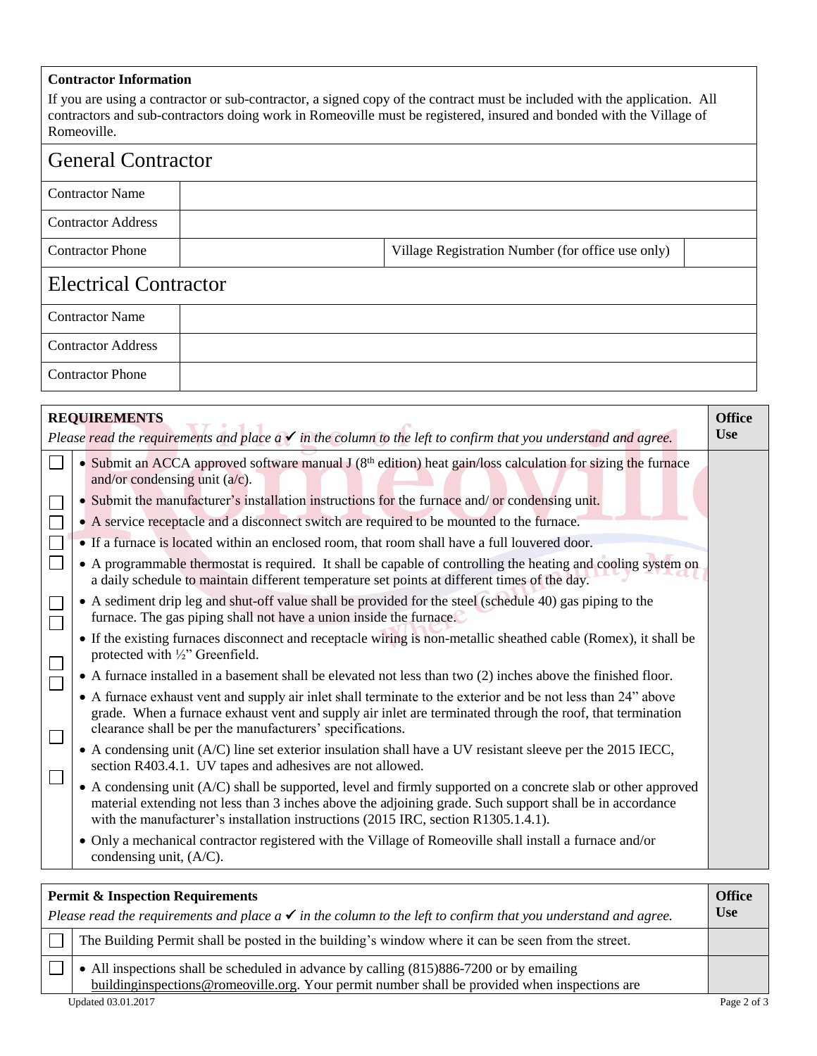## Contractor Information

If you are using a contractor or sub-contractor, a signed copy of the contract must be included with the application. All contractors and sub-contractors doing work in Romeoville must be registered, insured and bonded with the Village of Romeoville.

### General Contractor

| | | | |
|---|---|---|---|
| Contractor Name | | | |
| Contractor Address | | | |
| Contractor Phone | | Village Registration Number (for office use only) | |

### Electrical Contractor

| | |
|---|---|
| Contractor Name | |
| Contractor Address | |
| Contractor Phone | |

| | **REQUIREMENTS**<br>*Please read the requirements and place a ✔ in the column to the left to confirm that you understand and agree.* | **Office Use** |
|---|---|---|
| ☐ | • Submit an ACCA approved software manual J (8th edition) heat gain/loss calculation for sizing the furnace and/or condensing unit (a/c). | |
| ☐ | • Submit the manufacturer's installation instructions for the furnace and/ or condensing unit. | |
| ☐ | • A service receptacle and a disconnect switch are required to be mounted to the furnace. | |
| ☐ | • If a furnace is located within an enclosed room, that room shall have a full louvered door. | |
| ☐ | • A programmable thermostat is required. It shall be capable of controlling the heating and cooling system on a daily schedule to maintain different temperature set points at different times of the day. | |
| ☐ | • A sediment drip leg and shut-off value shall be provided for the steel (schedule 40) gas piping to the furnace. The gas piping shall not have a union inside the furnace. | |
| ☐ | • If the existing furnaces disconnect and receptacle wiring is non-metallic sheathed cable (Romex), it shall be protected with ½" Greenfield. | |
| ☐ | • A furnace installed in a basement shall be elevated not less than two (2) inches above the finished floor. | |
| ☐ | • A furnace exhaust vent and supply air inlet shall terminate to the exterior and be not less than 24" above grade. When a furnace exhaust vent and supply air inlet are terminated through the roof, that termination clearance shall be per the manufacturers' specifications. | |
| ☐ | • A condensing unit (A/C) line set exterior insulation shall have a UV resistant sleeve per the 2015 IECC, section R403.4.1. UV tapes and adhesives are not allowed. | |
| ☐ | • A condensing unit (A/C) shall be supported, level and firmly supported on a concrete slab or other approved material extending not less than 3 inches above the adjoining grade. Such support shall be in accordance with the manufacturer's installation instructions (2015 IRC, section R1305.1.4.1). | |
| | • Only a mechanical contractor registered with the Village of Romeoville shall install a furnace and/or condensing unit, (A/C). | |

| | **Permit & Inspection Requirements**<br>*Please read the requirements and place a ✔ in the column to the left to confirm that you understand and agree.* | **Office Use** |
|---|---|---|
| ☐ | The Building Permit shall be posted in the building's window where it can be seen from the street. | |
| ☐ | • All inspections shall be scheduled in advance by calling (815)886-7200 or by emailing buildinginspections@romeoville.org. Your permit number shall be provided when inspections are | |

Updated 03.01.2017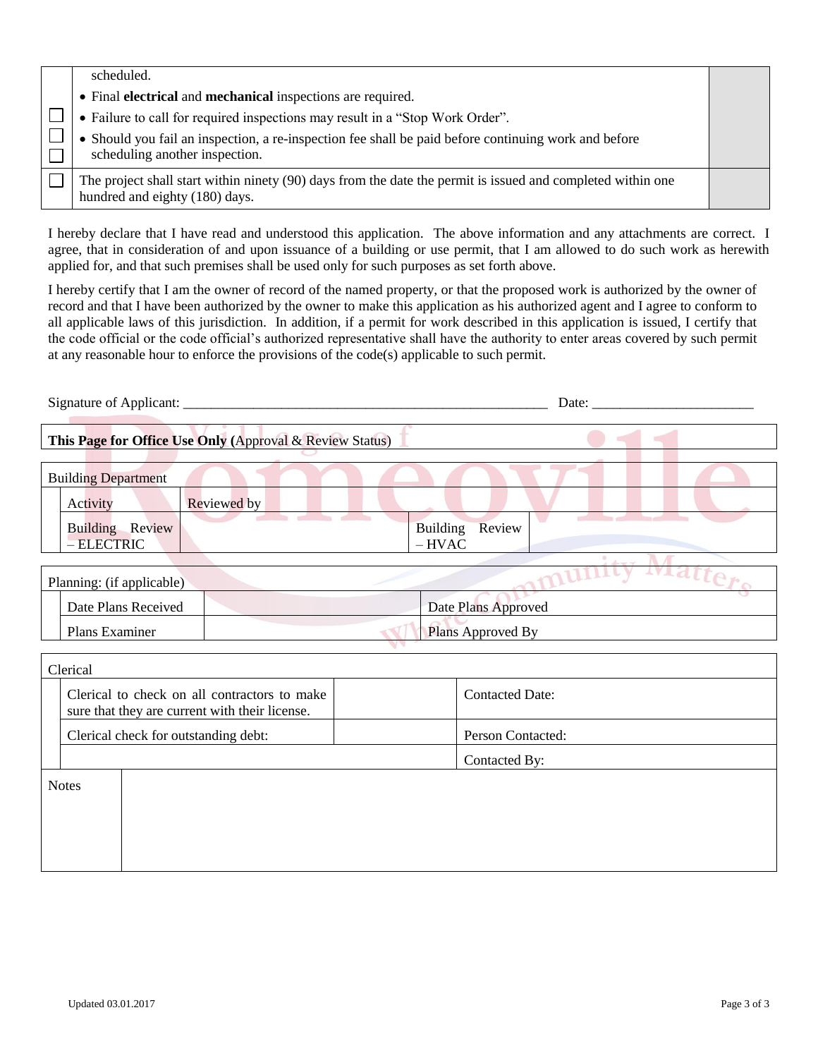| | | |
|---|---|---|
| ☐<br>☐<br>☐ | scheduled.<br>• Final **electrical** and **mechanical** inspections are required.<br>• Failure to call for required inspections may result in a "Stop Work Order".<br>• Should you fail an inspection, a re-inspection fee shall be paid before continuing work and before scheduling another inspection. | |
| ☐ | The project shall start within ninety (90) days from the date the permit is issued and completed within one hundred and eighty (180) days. | |

I hereby declare that I have read and understood this application. The above information and any attachments are correct. I agree, that in consideration of and upon issuance of a building or use permit, that I am allowed to do such work as herewith applied for, and that such premises shall be used only for such purposes as set forth above.

I hereby certify that I am the owner of record of the named property, or that the proposed work is authorized by the owner of record and that I have been authorized by the owner to make this application as his authorized agent and I agree to conform to all applicable laws of this jurisdiction. In addition, if a permit for work described in this application is issued, I certify that the code official or the code official's authorized representative shall have the authority to enter areas covered by such permit at any reasonable hour to enforce the provisions of the code(s) applicable to such permit.

Signature of Applicant: _____________________________________________________ Date: _______________________

**This Page for Office Use Only (**Approval & Review Status)

| Building Department | | | |
|---|---|---|---|
| Activity | Reviewed by | | |
| Building Review – ELECTRIC | | Building Review – HVAC | |

| Planning: (if applicable) | | | |
|---|---|---|---|
| Date Plans Received | | Date Plans Approved | |
| Plans Examiner | | Plans Approved By | |

| Clerical | | |
|---|---|---|
| Clerical to check on all contractors to make sure that they are current with their license. | | Contacted Date: |
| Clerical check for outstanding debt: | | Person Contacted: |
| | | Contacted By: |

| Notes | |
|---|---|
| | |

Updated 03.01.2017